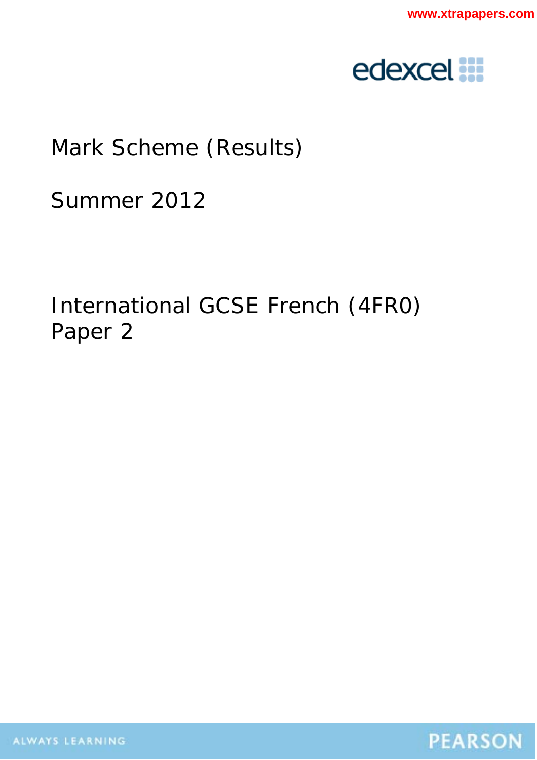# Mark Scheme (Results)

Summer 2012

International GCSE French (4FR0)
Paper 2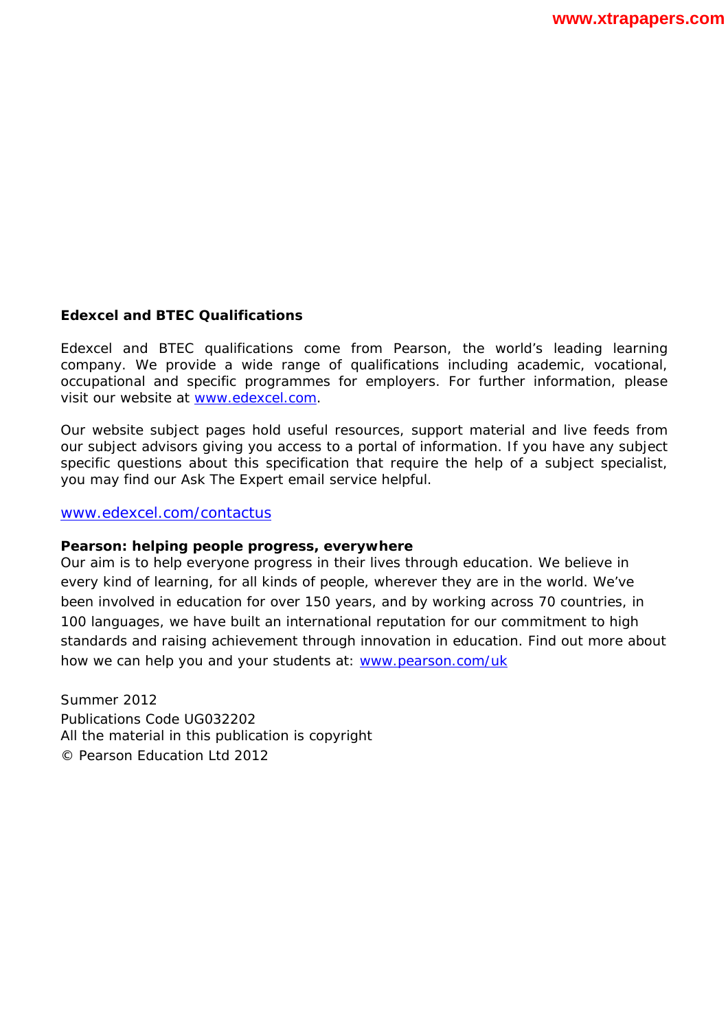**Edexcel and BTEC Qualifications**

Edexcel and BTEC qualifications come from Pearson, the world's leading learning company. We provide a wide range of qualifications including academic, vocational, occupational and specific programmes for employers. For further information, please visit our website at www.edexcel.com.

Our website subject pages hold useful resources, support material and live feeds from our subject advisors giving you access to a portal of information. If you have any subject specific questions about this specification that require the help of a subject specialist, you may find our Ask The Expert email service helpful.

www.edexcel.com/contactus

**Pearson: helping people progress, everywhere**
Our aim is to help everyone progress in their lives through education. We believe in every kind of learning, for all kinds of people, wherever they are in the world. We've been involved in education for over 150 years, and by working across 70 countries, in 100 languages, we have built an international reputation for our commitment to high standards and raising achievement through innovation in education. Find out more about how we can help you and your students at: www.pearson.com/uk

Summer 2012
Publications Code UG032202
All the material in this publication is copyright
© Pearson Education Ltd 2012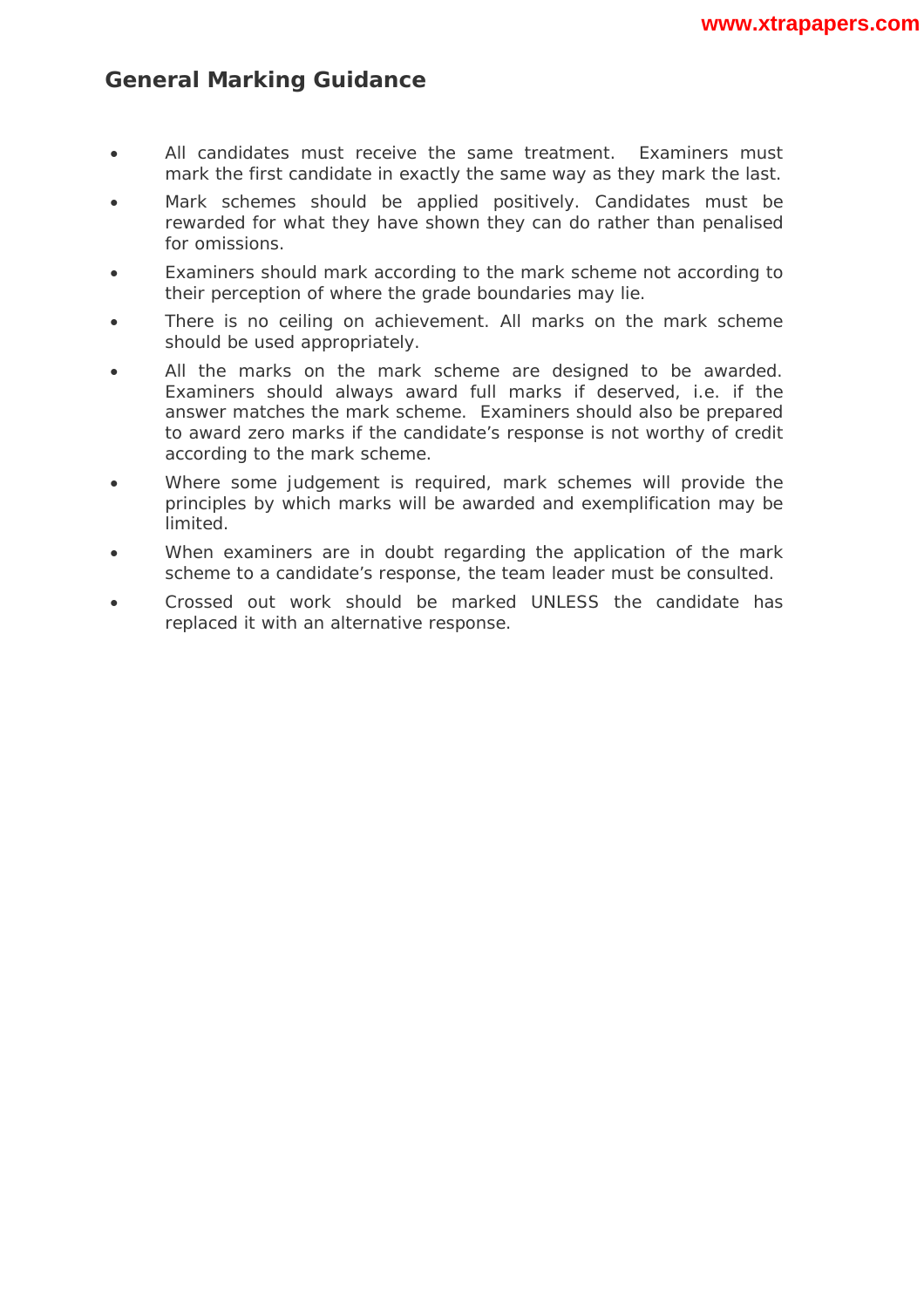## General Marking Guidance

- All candidates must receive the same treatment. Examiners must mark the first candidate in exactly the same way as they mark the last.
- Mark schemes should be applied positively. Candidates must be rewarded for what they have shown they can do rather than penalised for omissions.
- Examiners should mark according to the mark scheme not according to their perception of where the grade boundaries may lie.
- There is no ceiling on achievement. All marks on the mark scheme should be used appropriately.
- All the marks on the mark scheme are designed to be awarded. Examiners should always award full marks if deserved, i.e. if the answer matches the mark scheme. Examiners should also be prepared to award zero marks if the candidate's response is not worthy of credit according to the mark scheme.
- Where some judgement is required, mark schemes will provide the principles by which marks will be awarded and exemplification may be limited.
- When examiners are in doubt regarding the application of the mark scheme to a candidate's response, the team leader must be consulted.
- Crossed out work should be marked UNLESS the candidate has replaced it with an alternative response.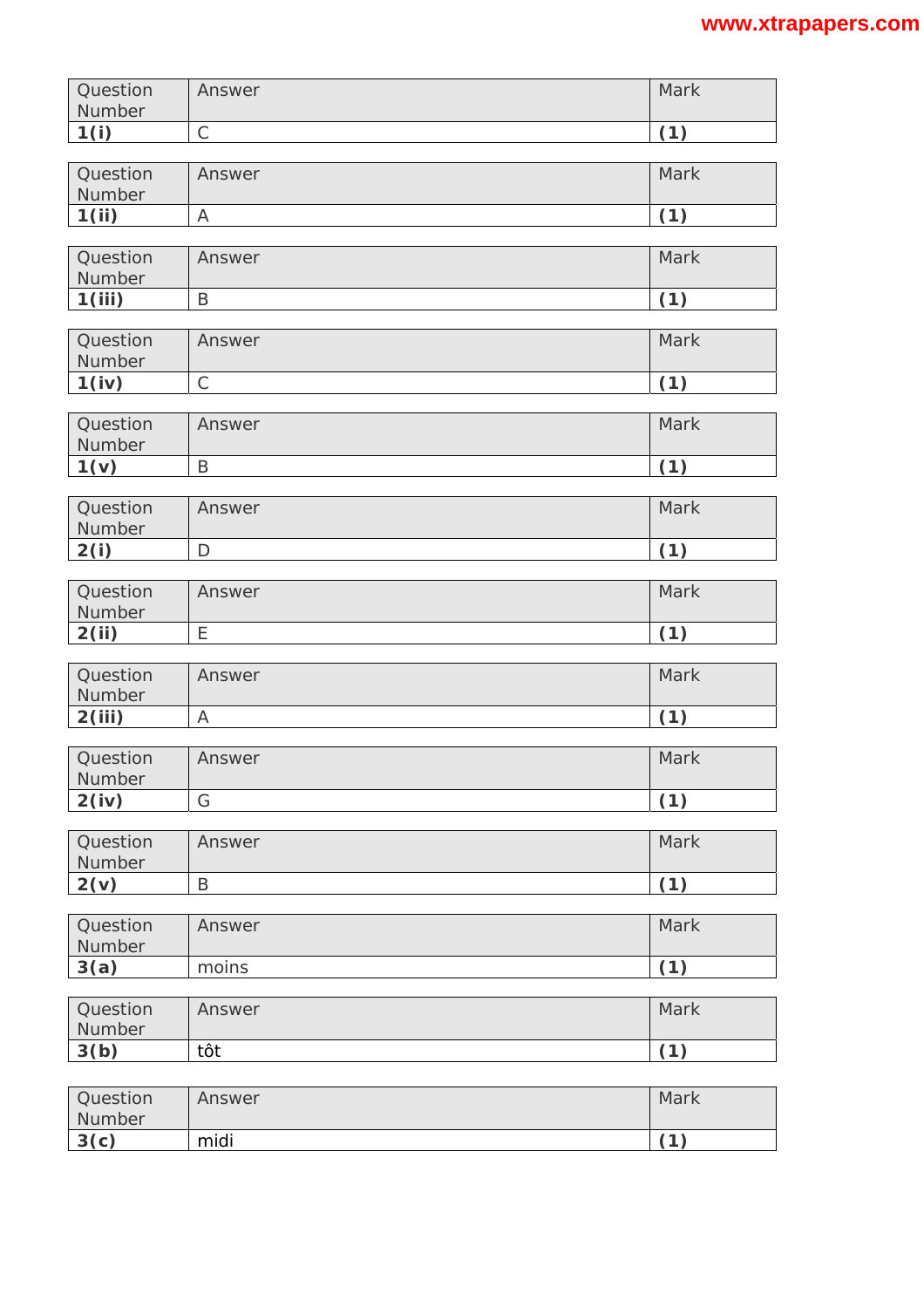| Question Number | Answer | Mark |
|---|---|---|
| **1(i)** | C | **(1)** |

| Question Number | Answer | Mark |
|---|---|---|
| **1(ii)** | A | **(1)** |

| Question Number | Answer | Mark |
|---|---|---|
| **1(iii)** | B | **(1)** |

| Question Number | Answer | Mark |
|---|---|---|
| **1(iv)** | C | **(1)** |

| Question Number | Answer | Mark |
|---|---|---|
| **1(v)** | B | **(1)** |

| Question Number | Answer | Mark |
|---|---|---|
| **2(i)** | D | **(1)** |

| Question Number | Answer | Mark |
|---|---|---|
| **2(ii)** | E | **(1)** |

| Question Number | Answer | Mark |
|---|---|---|
| **2(iii)** | A | **(1)** |

| Question Number | Answer | Mark |
|---|---|---|
| **2(iv)** | G | **(1)** |

| Question Number | Answer | Mark |
|---|---|---|
| **2(v)** | B | **(1)** |

| Question Number | Answer | Mark |
|---|---|---|
| **3(a)** | moins | **(1)** |

| Question Number | Answer | Mark |
|---|---|---|
| **3(b)** | tôt | **(1)** |

| Question Number | Answer | Mark |
|---|---|---|
| **3(c)** | midi | **(1)** |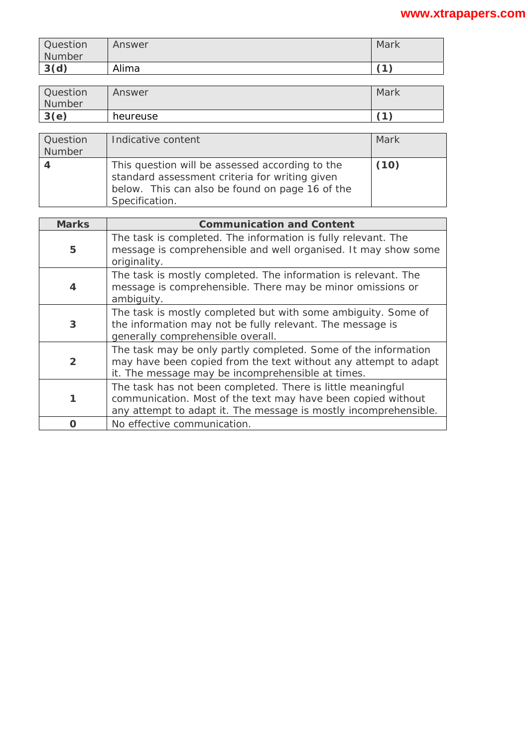| Question Number | Answer | Mark |
|---|---|---|
| **3(d)** | Alima | **(1)** |

| Question Number | Answer | Mark |
|---|---|---|
| **3(e)** | heureuse | **(1)** |

| Question Number | Indicative content | Mark |
|---|---|---|
| **4** | This question will be assessed according to the standard assessment criteria for writing given below. This can also be found on page 16 of the Specification. | **(10)** |

| **Marks** | **Communication and Content** |
|---|---|
| **5** | The task is completed. The information is fully relevant. The message is comprehensible and well organised. It may show some originality. |
| **4** | The task is mostly completed. The information is relevant. The message is comprehensible. There may be minor omissions or ambiguity. |
| **3** | The task is mostly completed but with some ambiguity. Some of the information may not be fully relevant. The message is generally comprehensible overall. |
| **2** | The task may be only partly completed. Some of the information may have been copied from the text without any attempt to adapt it. The message may be incomprehensible at times. |
| **1** | The task has not been completed. There is little meaningful communication. Most of the text may have been copied without any attempt to adapt it. The message is mostly incomprehensible. |
| **0** | No effective communication. |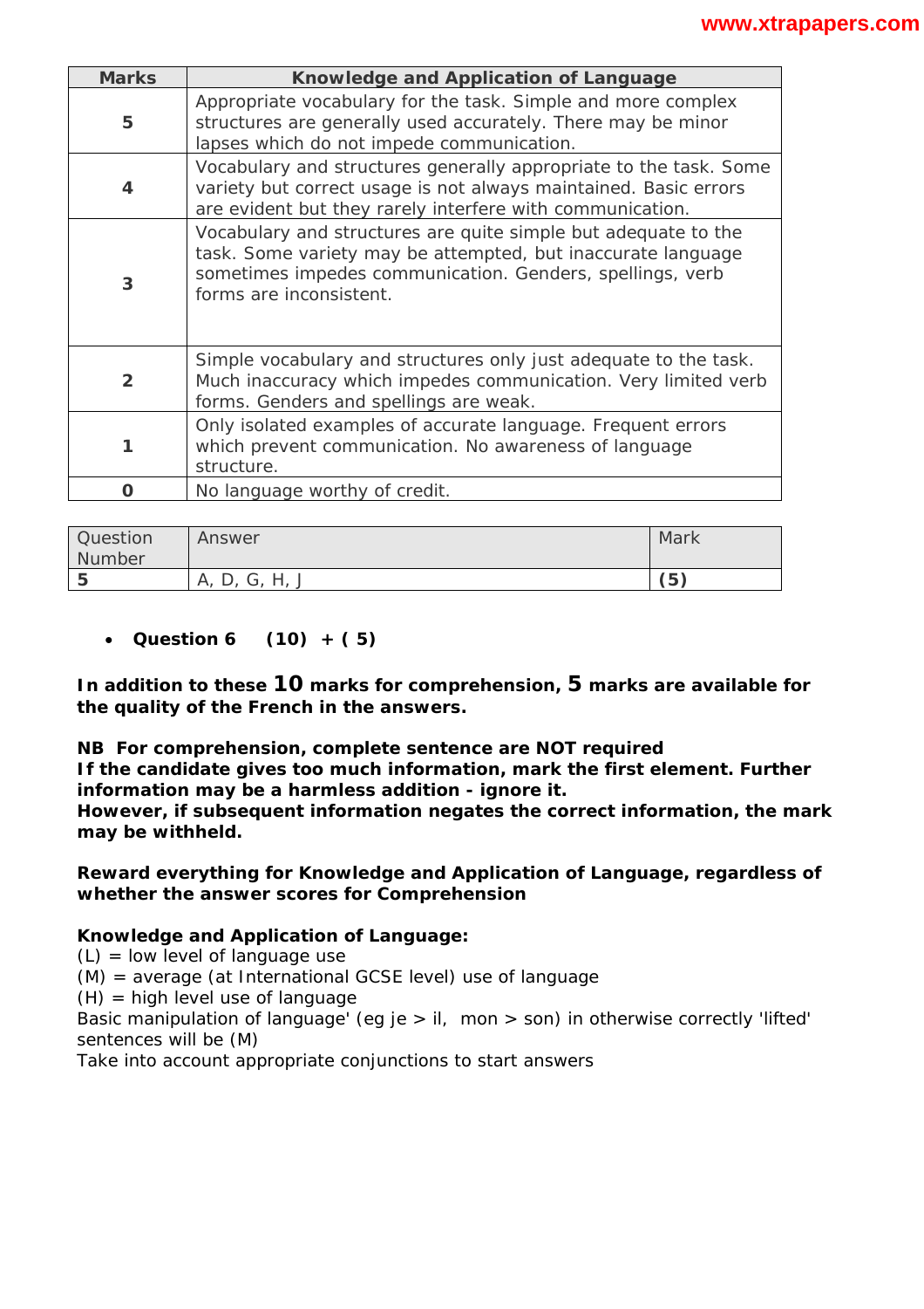| Marks | Knowledge and Application of Language |
|---|---|
| **5** | Appropriate vocabulary for the task. Simple and more complex structures are generally used accurately. There may be minor lapses which do not impede communication. |
| **4** | Vocabulary and structures generally appropriate to the task. Some variety but correct usage is not always maintained. Basic errors are evident but they rarely interfere with communication. |
| **3** | Vocabulary and structures are quite simple but adequate to the task. Some variety may be attempted, but inaccurate language sometimes impedes communication. Genders, spellings, verb forms are inconsistent. |
| **2** | Simple vocabulary and structures only just adequate to the task. Much inaccuracy which impedes communication. Very limited verb forms. Genders and spellings are weak. |
| **1** | Only isolated examples of accurate language. Frequent errors which prevent communication. No awareness of language structure. |
| **0** | No language worthy of credit. |

| Question Number | Answer | Mark |
|---|---|---|
| **5** | A, D, G, H, J | **(5)** |

- **Question 6 (10) + ( 5)**

**In addition to these 10 marks for comprehension, 5 marks are available for the quality of the French in the answers.**

**NB For comprehension, complete sentence are NOT required**
**If the candidate gives too much information, mark the first element. Further information may be a harmless addition - ignore it.**
**However, if subsequent information negates the correct information, the mark may be withheld.**

**Reward everything for Knowledge and Application of Language, regardless of whether the answer scores for Comprehension**

**Knowledge and Application of Language:**
(L) = low level of language use
(M) = average (at International GCSE level) use of language
(H) = high level use of language
Basic manipulation of language' (eg je > il, mon > son) in otherwise correctly 'lifted' sentences will be (M)
Take into account appropriate conjunctions to start answers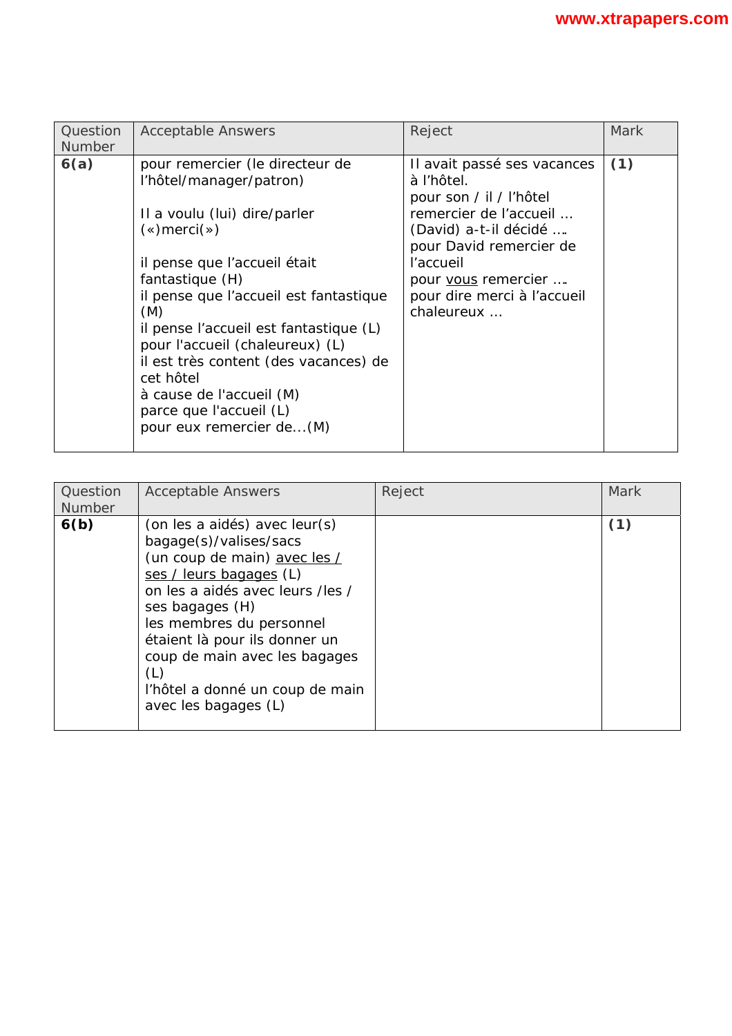| Question Number | Acceptable Answers | Reject | Mark |
|---|---|---|---|
| **6(a)** | pour remercier (le directeur de l'hôtel/manager/patron)<br><br>Il a voulu (lui) dire/parler («)merci(»)<br><br>il pense que l'accueil était fantastique (H)<br>il pense que l'accueil est fantastique (M)<br>il pense l'accueil est fantastique (L)<br>pour l'accueil (chaleureux) (L)<br>il est très content (des vacances) de cet hôtel<br>à cause de l'accueil (M)<br>parce que l'accueil (L)<br>pour eux remercier de...(M) | Il avait passé ses vacances à l'hôtel.<br>pour son / il / l'hôtel remercier de l'accueil …<br>(David) a-t-il décidé ….<br>pour David remercier de l'accueil<br>pour <u>vous</u> remercier ….<br>pour dire merci à l'accueil chaleureux … | **(1)** |

| Question Number | Acceptable Answers | Reject | Mark |
|---|---|---|---|
| **6(b)** | (on les a aidés) avec leur(s) bagage(s)/valises/sacs<br>(un coup de main) <u>avec les / ses / leurs bagages</u> (L)<br>on les a aidés avec leurs /les / ses bagages (H)<br>les membres du personnel étaient là pour ils donner un coup de main avec les bagages (L)<br>l'hôtel a donné un coup de main avec les bagages (L) | | **(1)** |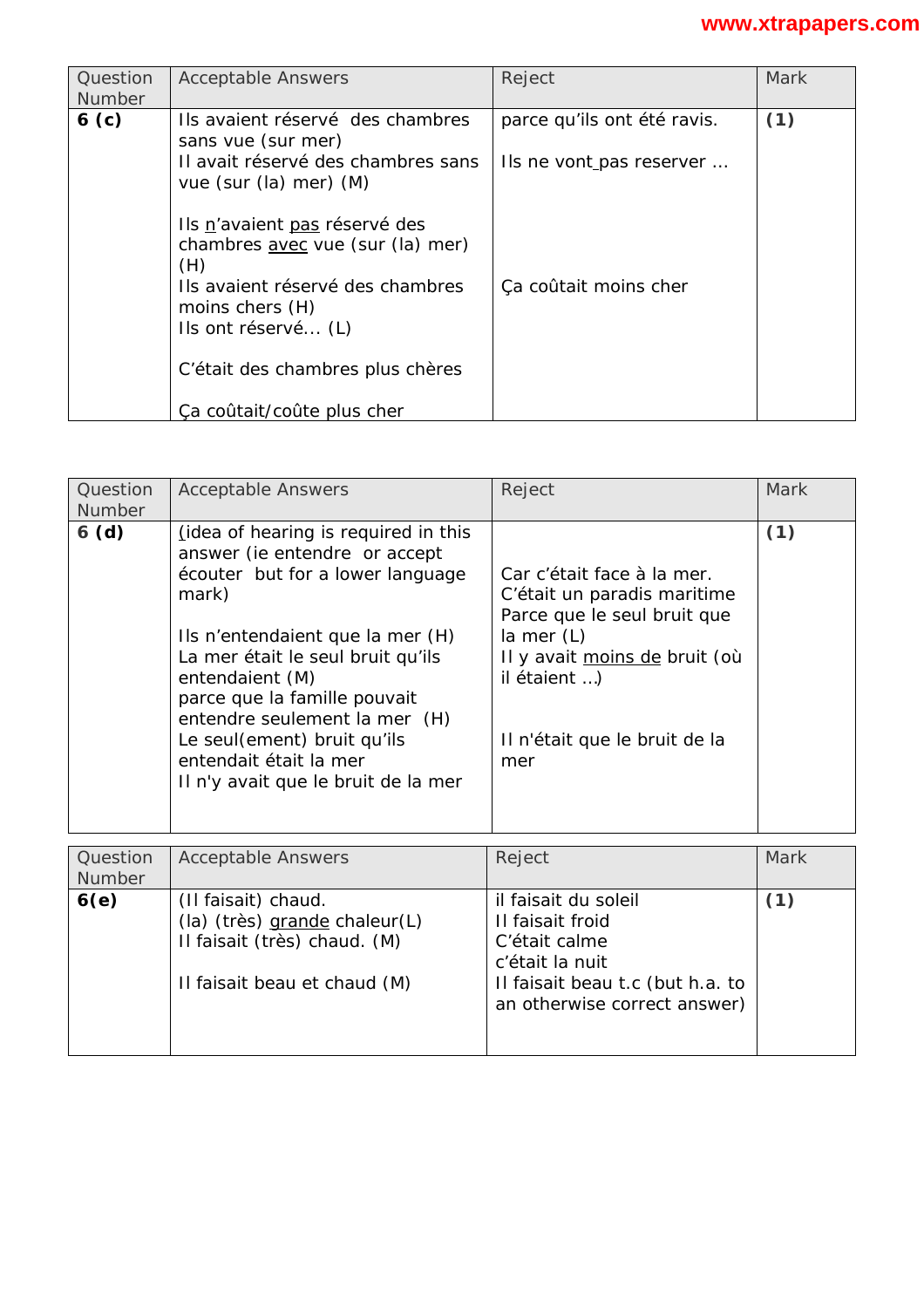| Question Number | Acceptable Answers | Reject | Mark |
| --- | --- | --- | --- |
| **6 (c)** | Ils avaient réservé des chambres sans vue (sur mer)<br>Il avait réservé des chambres sans vue (sur (la) mer) (M)<br><br>Ils n'avaient pas réservé des chambres avec vue (sur (la) mer) (H)<br>Ils avaient réservé des chambres moins chers (H)<br>Ils ont réservé… (L)<br><br>C'était des chambres plus chères<br><br>Ça coûtait/coûte plus cher | parce qu'ils ont été ravis.<br><br>Ils ne vont pas reserver …<br><br><br><br><br>Ça coûtait moins cher | **(1)** |

| Question Number | Acceptable Answers | Reject | Mark |
| --- | --- | --- | --- |
| **6 (d)** | (idea of hearing is required in this answer (ie entendre or accept écouter but for a lower language mark)<br><br>Ils n'entendaient que la mer (H)<br>La mer était le seul bruit qu'ils entendaient (M)<br>parce que la famille pouvait entendre seulement la mer (H)<br>Le seul(ement) bruit qu'ils entendait était la mer<br>Il n'y avait que le bruit de la mer | Car c'était face à la mer.<br>C'était un paradis maritime<br>Parce que le seul bruit que la mer (L)<br>Il y avait moins de bruit (où il étaient …)<br><br><br>Il n'était que le bruit de la mer | **(1)** |

| Question Number | Acceptable Answers | Reject | Mark |
| --- | --- | --- | --- |
| **6(e)** | (Il faisait) chaud.<br>(la) (très) grande chaleur(L)<br>Il faisait (très) chaud. (M)<br><br>Il faisait beau et chaud (M) | il faisait du soleil<br>Il faisait froid<br>C'était calme<br>c'était la nuit<br>Il faisait beau t.c (but h.a. to an otherwise correct answer) | **(1)** |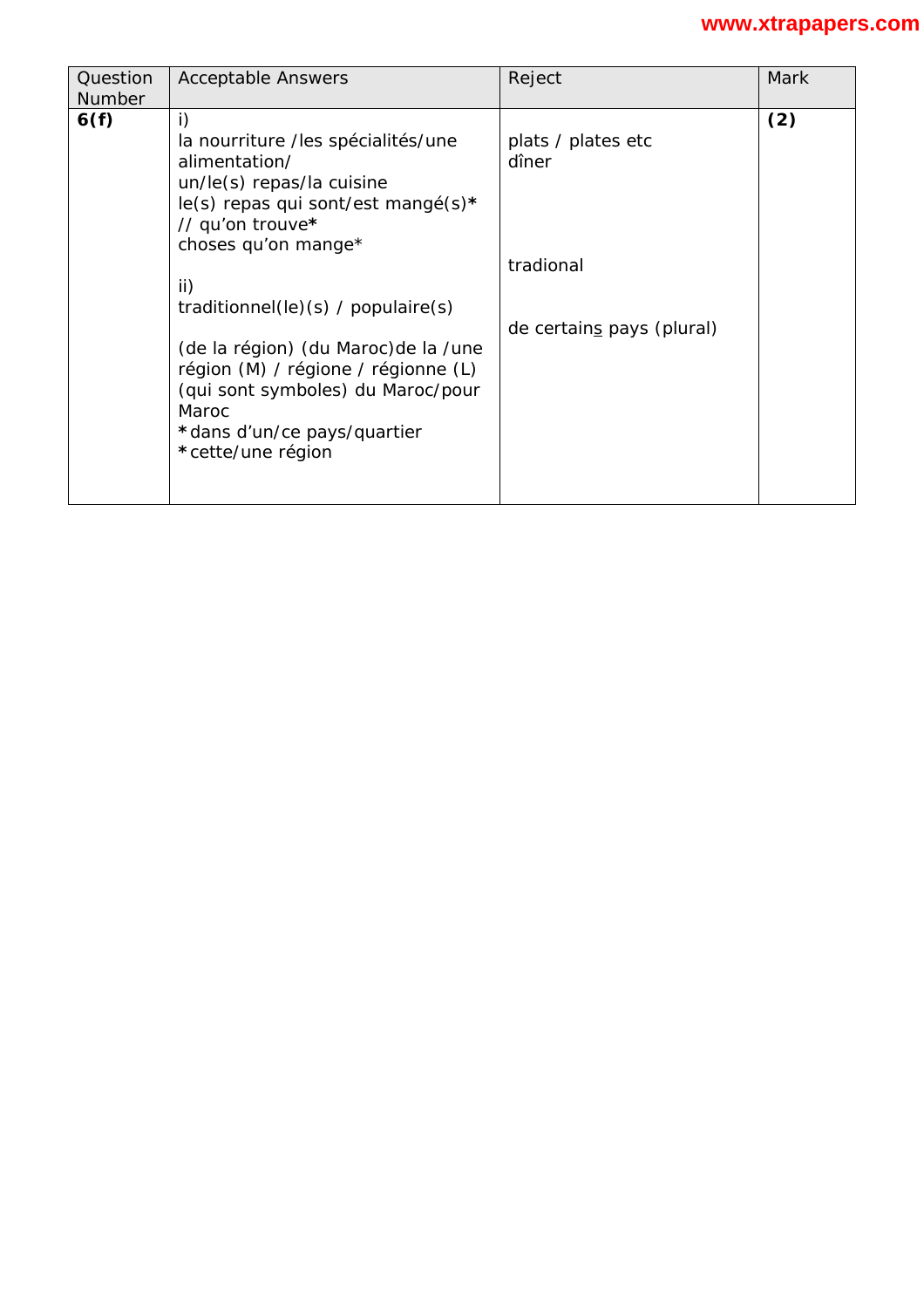| Question Number | Acceptable Answers | Reject | Mark |
|---|---|---|---|
| **6(f)** | i)<br>la nourriture /les spécialités/une alimentation/<br>un/le(s) repas/la cuisine<br>le(s) repas qui sont/est mangé(s)**\***<br>// qu'on trouve**\***<br>choses qu'on mange*<br><br>ii)<br>traditionnel(le)(s) / populaire(s)<br><br>(de la région) (du Maroc)de la /une région (M) / régione / régionne (L)<br>(qui sont symboles) du Maroc/pour Maroc<br>**\***dans d'un/ce pays/quartier<br>**\***cette/une région | plats / plates etc<br>dîner<br><br><br><br><br>tradional<br><br><br>de certain<u>s</u> pays (plural) | **(2)** |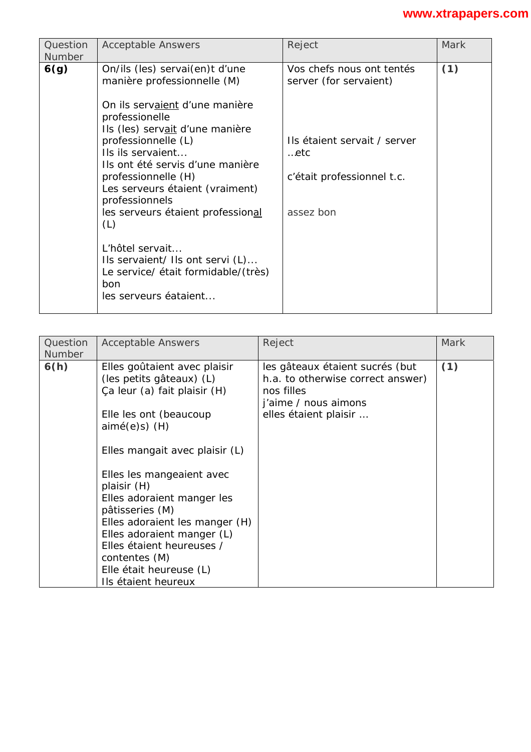| Question Number | Acceptable Answers | Reject | Mark |
|---|---|---|---|
| **6(g)** | On/ils (les) servai(en)t d'une manière professionnelle (M)<br><br>On ils servaient d'une manière professionnelle<br>Ils (les) servait d'une manière professionnelle (L)<br>Ils ils servaient…<br>Ils ont été servis d'une manière professionnelle (H)<br>Les serveurs étaient (vraiment) professionnels<br>les serveurs étaient professional (L)<br><br>L'hôtel servait…<br>Ils servaient/ Ils ont servi (L)…<br>Le service/ était formidable/(très) bon<br>les serveurs éataient… | Vos chefs nous ont tentés server (for servaient)<br><br>Ils étaient servait / server ..etc<br><br>c'était professionnel t.c.<br><br>assez bon | **(1)** |

| Question Number | Acceptable Answers | Reject | Mark |
|---|---|---|---|
| **6(h)** | Elles goûtaient avec plaisir (les petits gâteaux) (L)<br>Ça leur (a) fait plaisir (H)<br><br>Elle les ont (beaucoup aimé(e)s) (H)<br><br>Elles mangait avec plaisir (L)<br><br>Elles les mangeaient avec plaisir (H)<br>Elles adoraient manger les pâtisseries (M)<br>Elles adoraient les manger (H)<br>Elles adoraient manger (L)<br>Elles étaient heureuses / contentes (M)<br>Elle était heureuse (L)<br>Ils étaient heureux | les gâteaux étaient sucrés (but h.a. to otherwise correct answer)<br>nos filles<br>j'aime / nous aimons<br>elles étaient plaisir … | **(1)** |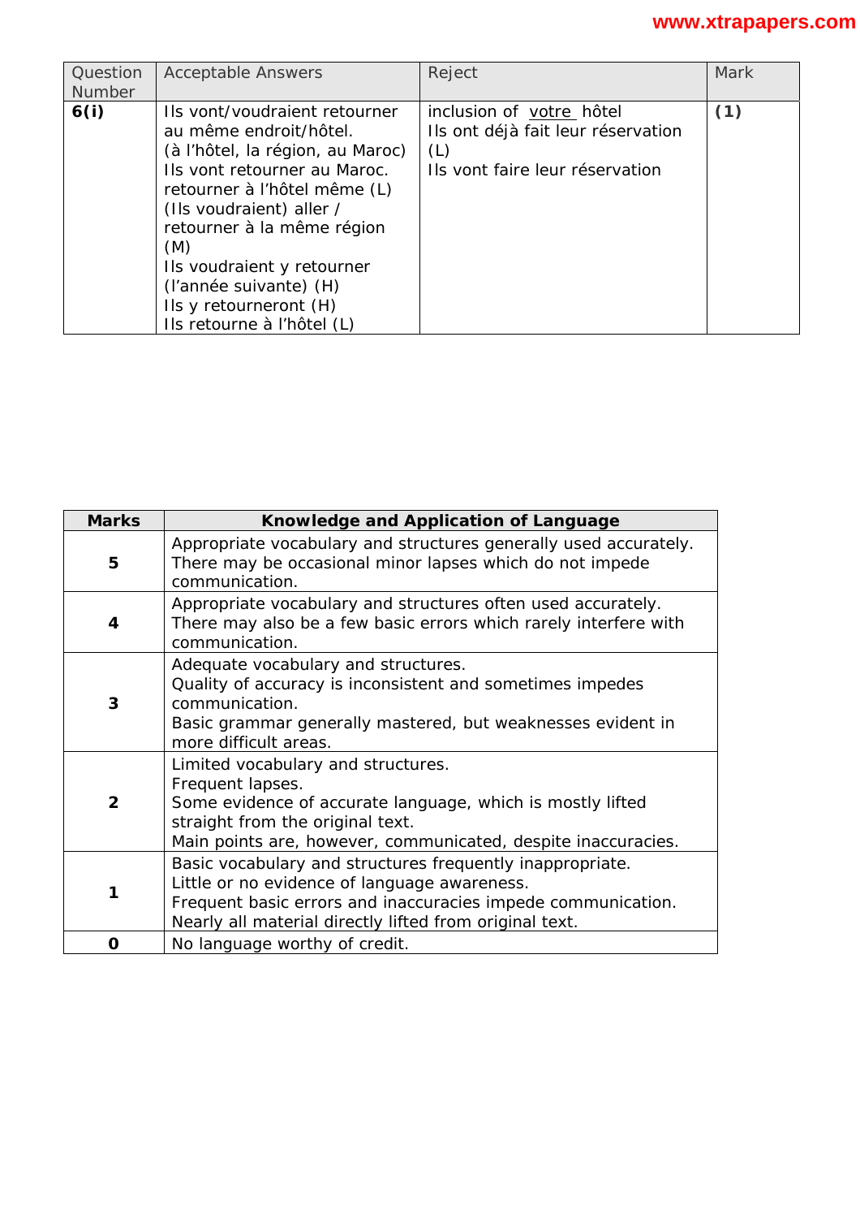| Question Number | Acceptable Answers | Reject | Mark |
|---|---|---|---|
| **6(i)** | Ils vont/voudraient retourner au même endroit/hôtel.<br>(à l'hôtel, la région, au Maroc)<br>Ils vont retourner au Maroc.<br>retourner à l'hôtel même (L)<br>(Ils voudraient) aller / retourner à la même région (M)<br>Ils voudraient y retourner (l'année suivante) (H)<br>Ils y retourneront (H)<br>Ils retourne à l'hôtel (L) | inclusion of votre hôtel<br>Ils ont déjà fait leur réservation (L)<br>Ils vont faire leur réservation | **(1)** |

| Marks | Knowledge and Application of Language |
|---|---|
| **5** | Appropriate vocabulary and structures generally used accurately. There may be occasional minor lapses which do not impede communication. |
| **4** | Appropriate vocabulary and structures often used accurately. There may also be a few basic errors which rarely interfere with communication. |
| **3** | Adequate vocabulary and structures.<br>Quality of accuracy is inconsistent and sometimes impedes communication.<br>Basic grammar generally mastered, but weaknesses evident in more difficult areas. |
| **2** | Limited vocabulary and structures.<br>Frequent lapses.<br>Some evidence of accurate language, which is mostly lifted straight from the original text.<br>Main points are, however, communicated, despite inaccuracies. |
| **1** | Basic vocabulary and structures frequently inappropriate.<br>Little or no evidence of language awareness.<br>Frequent basic errors and inaccuracies impede communication.<br>Nearly all material directly lifted from original text. |
| **0** | No language worthy of credit. |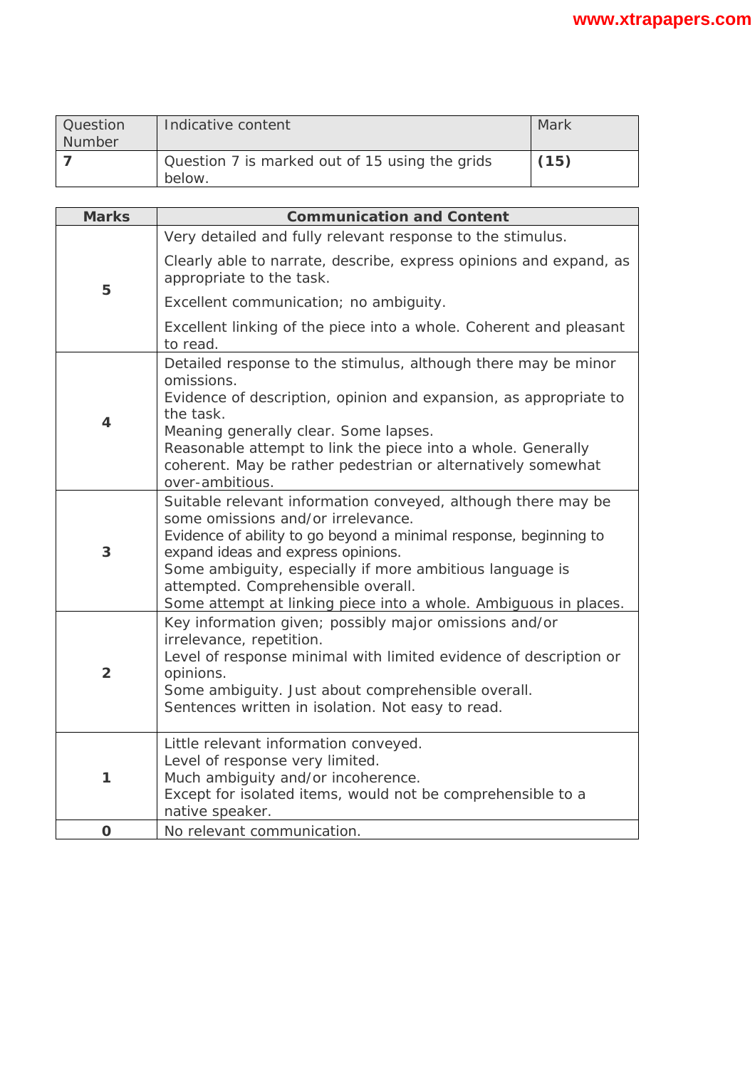| Question Number | Indicative content | Mark |
|---|---|---|
| **7** | Question 7 is marked out of 15 using the grids below. | **(15)** |

| Marks | Communication and Content |
|---|---|
| **5** | Very detailed and fully relevant response to the stimulus. Clearly able to narrate, describe, express opinions and expand, as appropriate to the task. Excellent communication; no ambiguity. Excellent linking of the piece into a whole. Coherent and pleasant to read. |
| **4** | Detailed response to the stimulus, although there may be minor omissions. Evidence of description, opinion and expansion, as appropriate to the task. Meaning generally clear. Some lapses. Reasonable attempt to link the piece into a whole. Generally coherent. May be rather pedestrian or alternatively somewhat over-ambitious. |
| **3** | Suitable relevant information conveyed, although there may be some omissions and/or irrelevance. Evidence of ability to go beyond a minimal response, beginning to expand ideas and express opinions. Some ambiguity, especially if more ambitious language is attempted. Comprehensible overall. Some attempt at linking piece into a whole. Ambiguous in places. |
| **2** | Key information given; possibly major omissions and/or irrelevance, repetition. Level of response minimal with limited evidence of description or opinions. Some ambiguity. Just about comprehensible overall. Sentences written in isolation. Not easy to read. |
| **1** | Little relevant information conveyed. Level of response very limited. Much ambiguity and/or incoherence. Except for isolated items, would not be comprehensible to a native speaker. |
| **0** | No relevant communication. |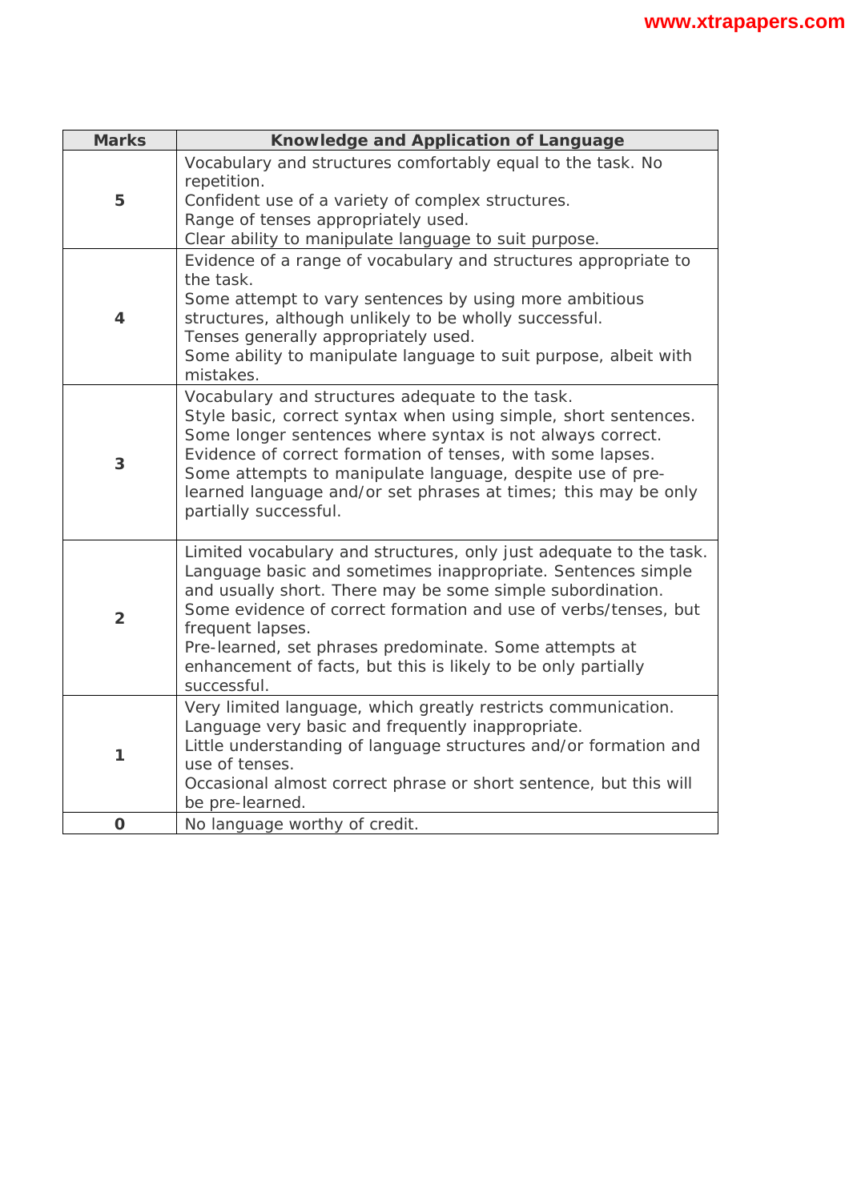| Marks | Knowledge and Application of Language |
|---|---|
| **5** | Vocabulary and structures comfortably equal to the task. No repetition.<br>Confident use of a variety of complex structures.<br>Range of tenses appropriately used.<br>Clear ability to manipulate language to suit purpose. |
| **4** | Evidence of a range of vocabulary and structures appropriate to the task.<br>Some attempt to vary sentences by using more ambitious structures, although unlikely to be wholly successful.<br>Tenses generally appropriately used.<br>Some ability to manipulate language to suit purpose, albeit with mistakes. |
| **3** | Vocabulary and structures adequate to the task.<br>Style basic, correct syntax when using simple, short sentences.<br>Some longer sentences where syntax is not always correct.<br>Evidence of correct formation of tenses, with some lapses.<br>Some attempts to manipulate language, despite use of pre-learned language and/or set phrases at times; this may be only partially successful. |
| **2** | Limited vocabulary and structures, only just adequate to the task.<br>Language basic and sometimes inappropriate. Sentences simple and usually short. There may be some simple subordination.<br>Some evidence of correct formation and use of verbs/tenses, but frequent lapses.<br>Pre-learned, set phrases predominate. Some attempts at enhancement of facts, but this is likely to be only partially successful. |
| **1** | Very limited language, which greatly restricts communication.<br>Language very basic and frequently inappropriate.<br>Little understanding of language structures and/or formation and use of tenses.<br>Occasional almost correct phrase or short sentence, but this will be pre-learned. |
| **0** | No language worthy of credit. |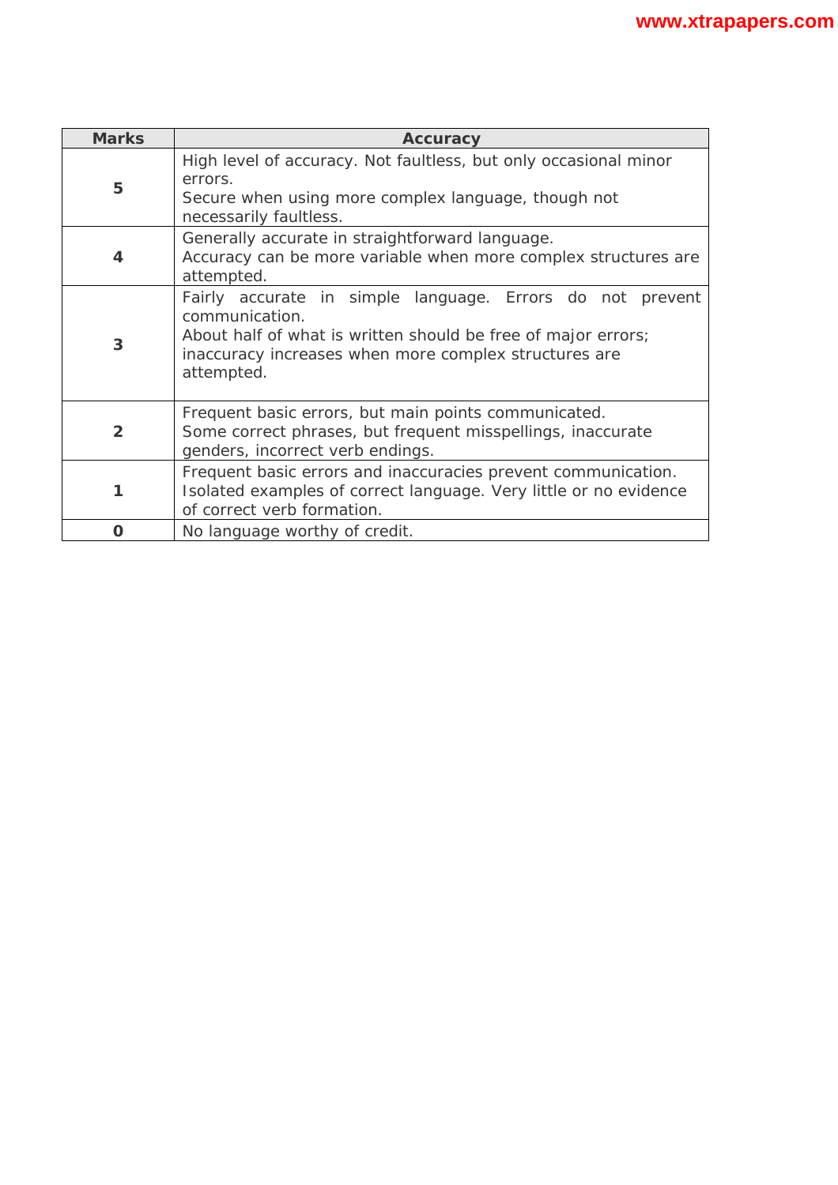| Marks | Accuracy |
|---|---|
| **5** | High level of accuracy. Not faultless, but only occasional minor errors.<br>Secure when using more complex language, though not necessarily faultless. |
| **4** | Generally accurate in straightforward language.<br>Accuracy can be more variable when more complex structures are attempted. |
| **3** | Fairly accurate in simple language. Errors do not prevent communication.<br>About half of what is written should be free of major errors; inaccuracy increases when more complex structures are attempted. |
| **2** | Frequent basic errors, but main points communicated.<br>Some correct phrases, but frequent misspellings, inaccurate genders, incorrect verb endings. |
| **1** | Frequent basic errors and inaccuracies prevent communication.<br>Isolated examples of correct language. Very little or no evidence of correct verb formation. |
| **0** | No language worthy of credit. |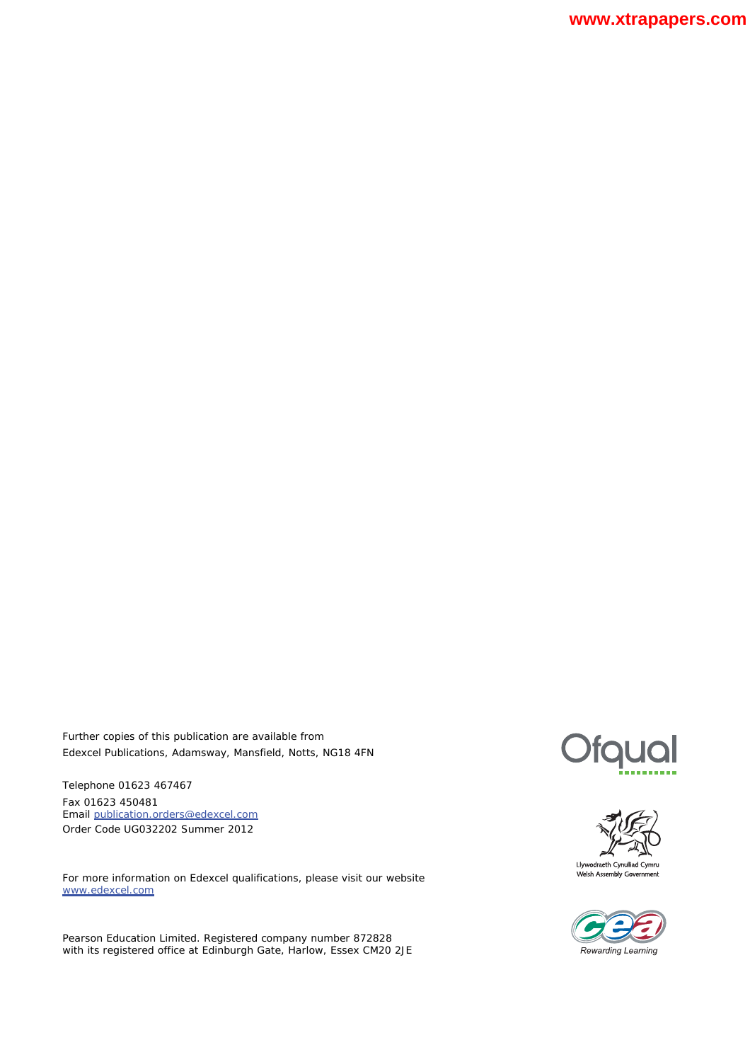www.xtrapapers.com

Further copies of this publication are available from
Edexcel Publications, Adamsway, Mansfield, Notts, NG18 4FN

Telephone 01623 467467
Fax 01623 450481
Email publication.orders@edexcel.com
Order Code UG032202 Summer 2012

For more information on Edexcel qualifications, please visit our website
www.edexcel.com

Pearson Education Limited. Registered company number 872828
with its registered office at Edinburgh Gate, Harlow, Essex CM20 2JE

Ofqual

Llywodraeth Cynulliad Cymru
Welsh Assembly Government

Rewarding Learning